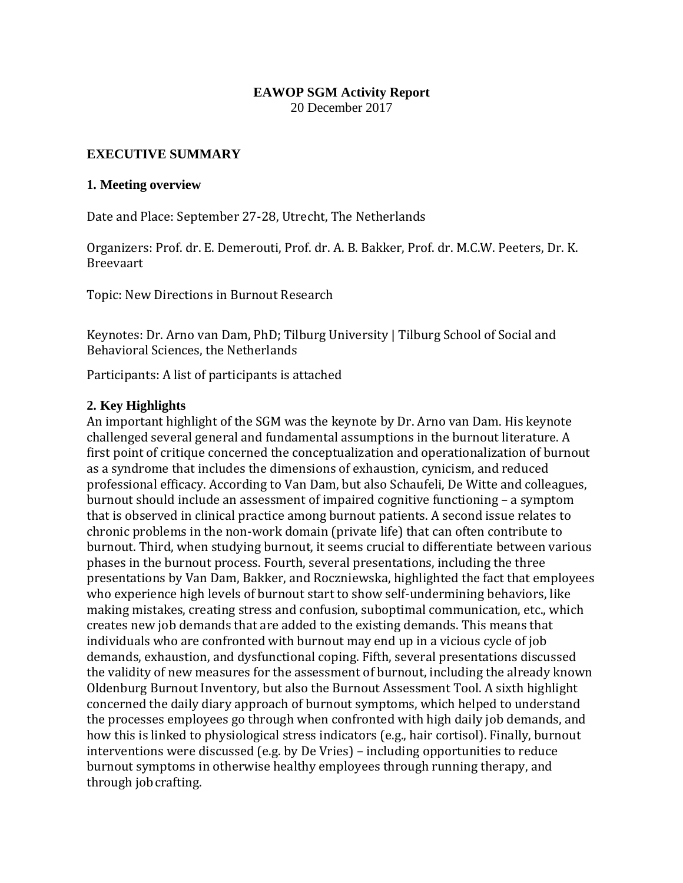**EAWOP SGM Activity Report**

20 December 2017

## EXECUTIVE SUMMARY

### 1. Meeting overview

Date and Place: September 27-28, Utrecht, The Netherlands

Organizers: Prof. dr. E. Demerouti, Prof. dr. A. B. Bakker, Prof. dr. M.C.W. Peeters, Dr. K. Breevaart

Topic: New Directions in Burnout Research

Keynotes: Dr. Arno van Dam, PhD; Tilburg University | Tilburg School of Social and Behavioral Sciences, the Netherlands

Participants: A list of participants is attached

### 2. Key Highlights

An important highlight of the SGM was the keynote by Dr. Arno van Dam. His keynote challenged several general and fundamental assumptions in the burnout literature. A first point of critique concerned the conceptualization and operationalization of burnout as a syndrome that includes the dimensions of exhaustion, cynicism, and reduced professional efficacy. According to Van Dam, but also Schaufeli, De Witte and colleagues, burnout should include an assessment of impaired cognitive functioning – a symptom that is observed in clinical practice among burnout patients. A second issue relates to chronic problems in the non-work domain (private life) that can often contribute to burnout. Third, when studying burnout, it seems crucial to differentiate between various phases in the burnout process. Fourth, several presentations, including the three presentations by Van Dam, Bakker, and Roczniewska, highlighted the fact that employees who experience high levels of burnout start to show self-undermining behaviors, like making mistakes, creating stress and confusion, suboptimal communication, etc., which creates new job demands that are added to the existing demands. This means that individuals who are confronted with burnout may end up in a vicious cycle of job demands, exhaustion, and dysfunctional coping. Fifth, several presentations discussed the validity of new measures for the assessment of burnout, including the already known Oldenburg Burnout Inventory, but also the Burnout Assessment Tool. A sixth highlight concerned the daily diary approach of burnout symptoms, which helped to understand the processes employees go through when confronted with high daily job demands, and how this is linked to physiological stress indicators (e.g., hair cortisol). Finally, burnout interventions were discussed (e.g. by De Vries) – including opportunities to reduce burnout symptoms in otherwise healthy employees through running therapy, and through job crafting.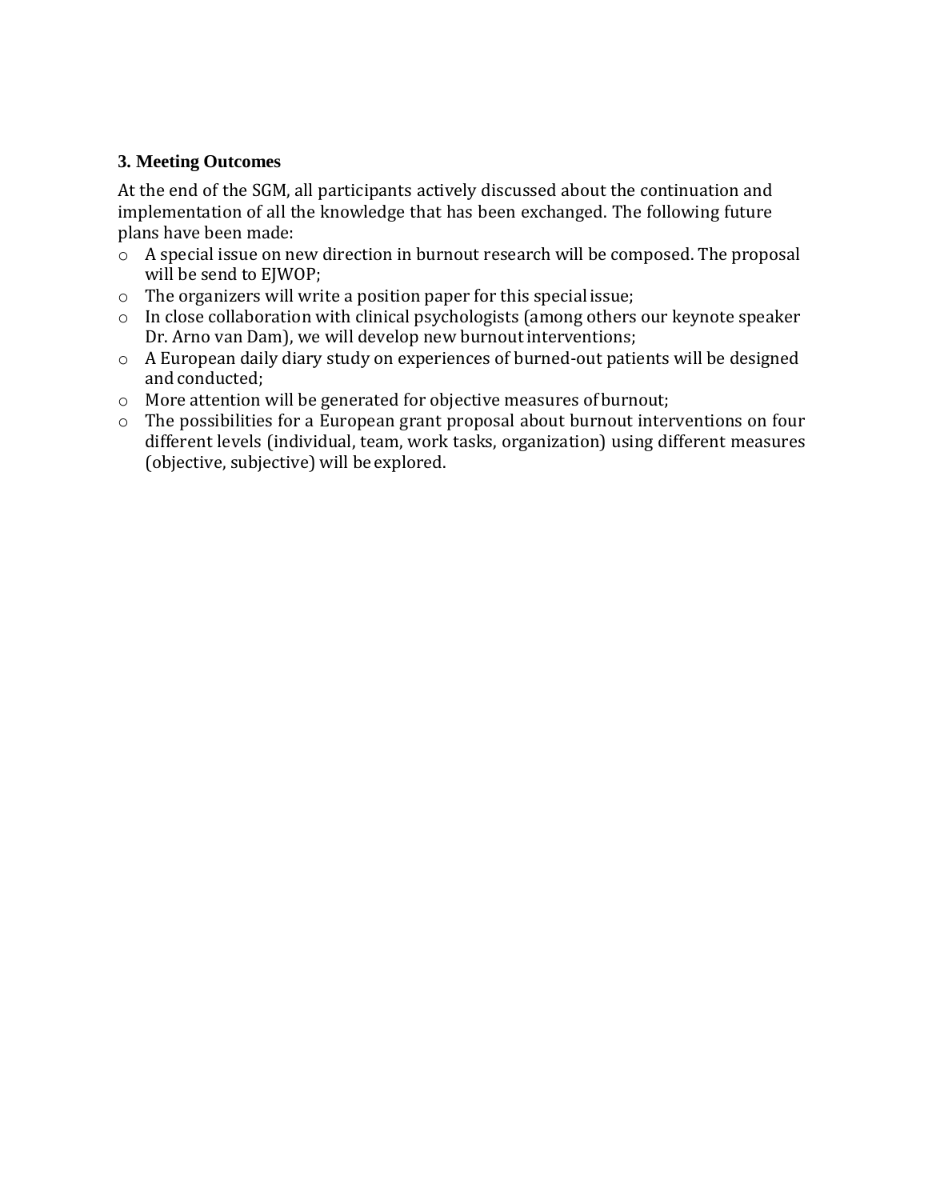### 3. Meeting Outcomes

At the end of the SGM, all participants actively discussed about the continuation and implementation of all the knowledge that has been exchanged. The following future plans have been made:

- A special issue on new direction in burnout research will be composed. The proposal will be send to EJWOP;
- The organizers will write a position paper for this special issue;
- In close collaboration with clinical psychologists (among others our keynote speaker Dr. Arno van Dam), we will develop new burnout interventions;
- A European daily diary study on experiences of burned-out patients will be designed and conducted;
- More attention will be generated for objective measures of burnout;
- The possibilities for a European grant proposal about burnout interventions on four different levels (individual, team, work tasks, organization) using different measures (objective, subjective) will be explored.